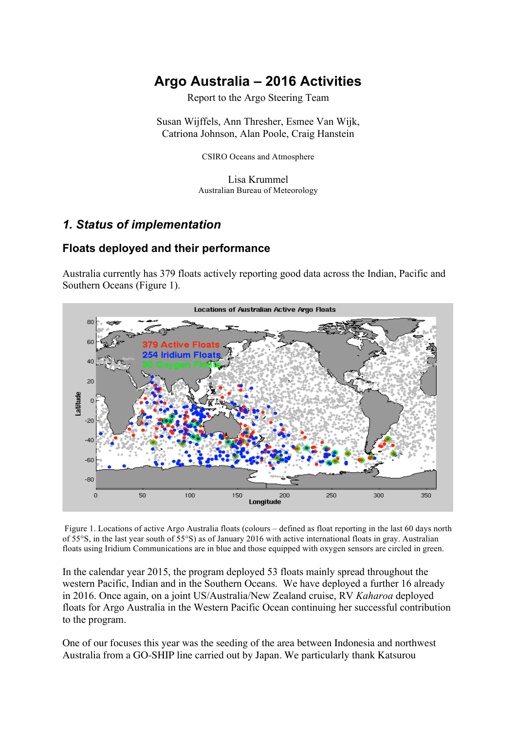# Argo Australia – 2016 Activities

Report to the Argo Steering Team

Susan Wijffels, Ann Thresher, Esmee Van Wijk, Catriona Johnson, Alan Poole, Craig Hanstein

CSIRO Oceans and Atmosphere

Lisa Krummel
Australian Bureau of Meteorology

## *1. Status of implementation*

### Floats deployed and their performance

Australia currently has 379 floats actively reporting good data across the Indian, Pacific and Southern Oceans (Figure 1).

Figure 1. Locations of active Argo Australia floats (colours – defined as float reporting in the last 60 days north of 55°S, in the last year south of 55°S) as of January 2016 with active international floats in gray. Australian floats using Iridium Communications are in blue and those equipped with oxygen sensors are circled in green.

In the calendar year 2015, the program deployed 53 floats mainly spread throughout the western Pacific, Indian and in the Southern Oceans. We have deployed a further 16 already in 2016. Once again, on a joint US/Australia/New Zealand cruise, RV *Kaharoa* deployed floats for Argo Australia in the Western Pacific Ocean continuing her successful contribution to the program.

One of our focuses this year was the seeding of the area between Indonesia and northwest Australia from a GO-SHIP line carried out by Japan. We particularly thank Katsurou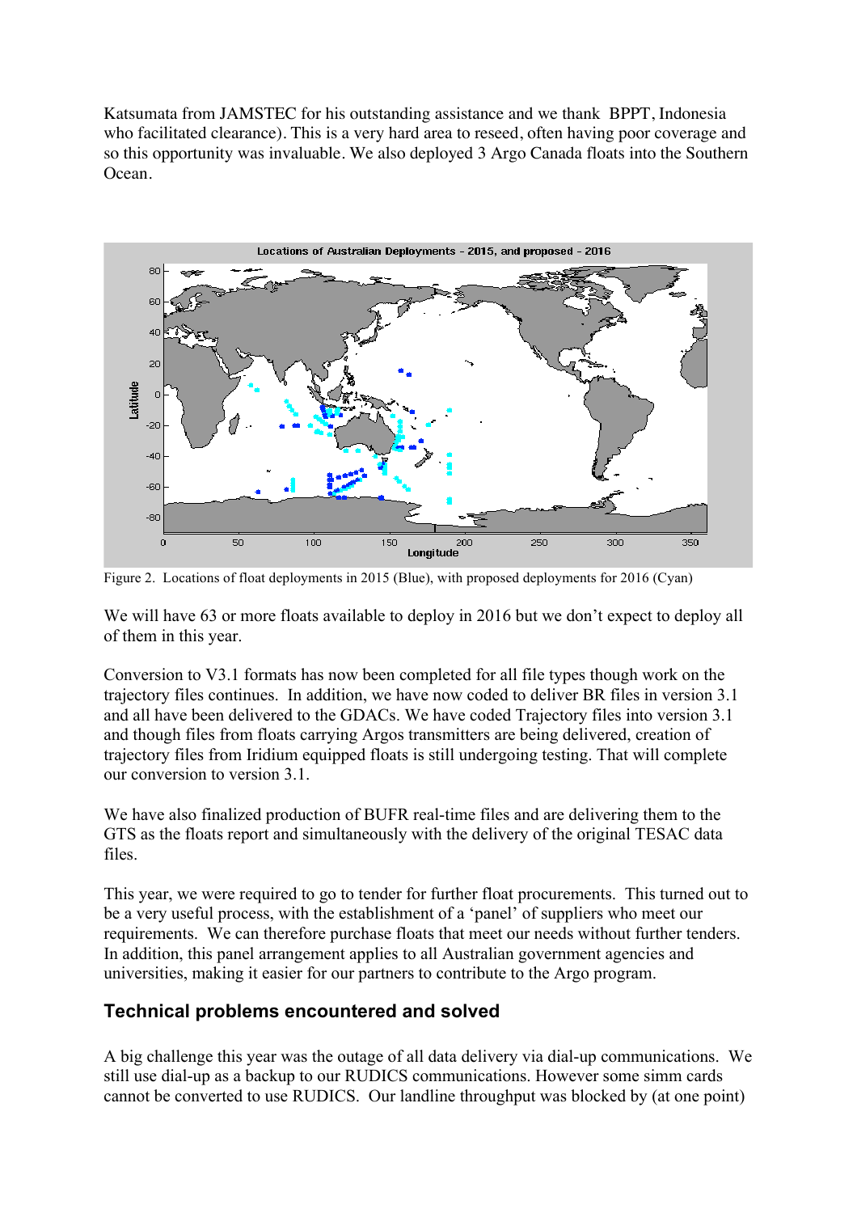Katsumata from JAMSTEC for his outstanding assistance and we thank BPPT, Indonesia who facilitated clearance). This is a very hard area to reseed, often having poor coverage and so this opportunity was invaluable. We also deployed 3 Argo Canada floats into the Southern Ocean.

Figure 2. Locations of float deployments in 2015 (Blue), with proposed deployments for 2016 (Cyan)

We will have 63 or more floats available to deploy in 2016 but we don't expect to deploy all of them in this year.

Conversion to V3.1 formats has now been completed for all file types though work on the trajectory files continues. In addition, we have now coded to deliver BR files in version 3.1 and all have been delivered to the GDACs. We have coded Trajectory files into version 3.1 and though files from floats carrying Argos transmitters are being delivered, creation of trajectory files from Iridium equipped floats is still undergoing testing. That will complete our conversion to version 3.1.

We have also finalized production of BUFR real-time files and are delivering them to the GTS as the floats report and simultaneously with the delivery of the original TESAC data files.

This year, we were required to go to tender for further float procurements. This turned out to be a very useful process, with the establishment of a 'panel' of suppliers who meet our requirements. We can therefore purchase floats that meet our needs without further tenders. In addition, this panel arrangement applies to all Australian government agencies and universities, making it easier for our partners to contribute to the Argo program.

## Technical problems encountered and solved

A big challenge this year was the outage of all data delivery via dial-up communications. We still use dial-up as a backup to our RUDICS communications. However some simm cards cannot be converted to use RUDICS. Our landline throughput was blocked by (at one point)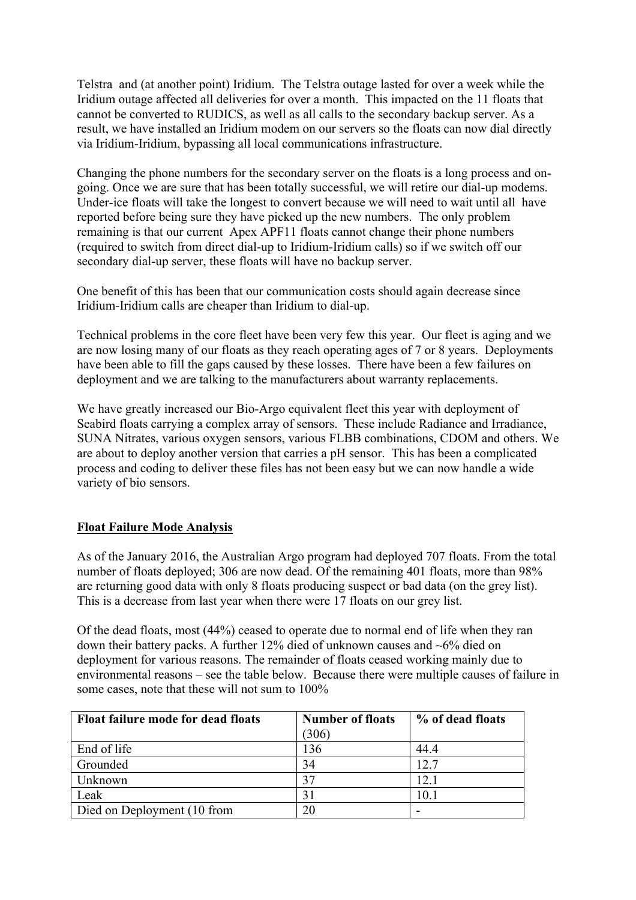Telstra and (at another point) Iridium. The Telstra outage lasted for over a week while the Iridium outage affected all deliveries for over a month. This impacted on the 11 floats that cannot be converted to RUDICS, as well as all calls to the secondary backup server. As a result, we have installed an Iridium modem on our servers so the floats can now dial directly via Iridium-Iridium, bypassing all local communications infrastructure.

Changing the phone numbers for the secondary server on the floats is a long process and on-going. Once we are sure that has been totally successful, we will retire our dial-up modems. Under-ice floats will take the longest to convert because we will need to wait until all have reported before being sure they have picked up the new numbers. The only problem remaining is that our current Apex APF11 floats cannot change their phone numbers (required to switch from direct dial-up to Iridium-Iridium calls) so if we switch off our secondary dial-up server, these floats will have no backup server.

One benefit of this has been that our communication costs should again decrease since Iridium-Iridium calls are cheaper than Iridium to dial-up.

Technical problems in the core fleet have been very few this year. Our fleet is aging and we are now losing many of our floats as they reach operating ages of 7 or 8 years. Deployments have been able to fill the gaps caused by these losses. There have been a few failures on deployment and we are talking to the manufacturers about warranty replacements.

We have greatly increased our Bio-Argo equivalent fleet this year with deployment of Seabird floats carrying a complex array of sensors. These include Radiance and Irradiance, SUNA Nitrates, various oxygen sensors, various FLBB combinations, CDOM and others. We are about to deploy another version that carries a pH sensor. This has been a complicated process and coding to deliver these files has not been easy but we can now handle a wide variety of bio sensors.

## Float Failure Mode Analysis

As of the January 2016, the Australian Argo program had deployed 707 floats. From the total number of floats deployed; 306 are now dead. Of the remaining 401 floats, more than 98% are returning good data with only 8 floats producing suspect or bad data (on the grey list). This is a decrease from last year when there were 17 floats on our grey list.

Of the dead floats, most (44%) ceased to operate due to normal end of life when they ran down their battery packs. A further 12% died of unknown causes and ~6% died on deployment for various reasons. The remainder of floats ceased working mainly due to environmental reasons – see the table below. Because there were multiple causes of failure in some cases, note that these will not sum to 100%

| Float failure mode for dead floats | Number of floats (306) | % of dead floats |
|---|---|---|
| End of life | 136 | 44.4 |
| Grounded | 34 | 12.7 |
| Unknown | 37 | 12.1 |
| Leak | 31 | 10.1 |
| Died on Deployment (10 from | 20 | - |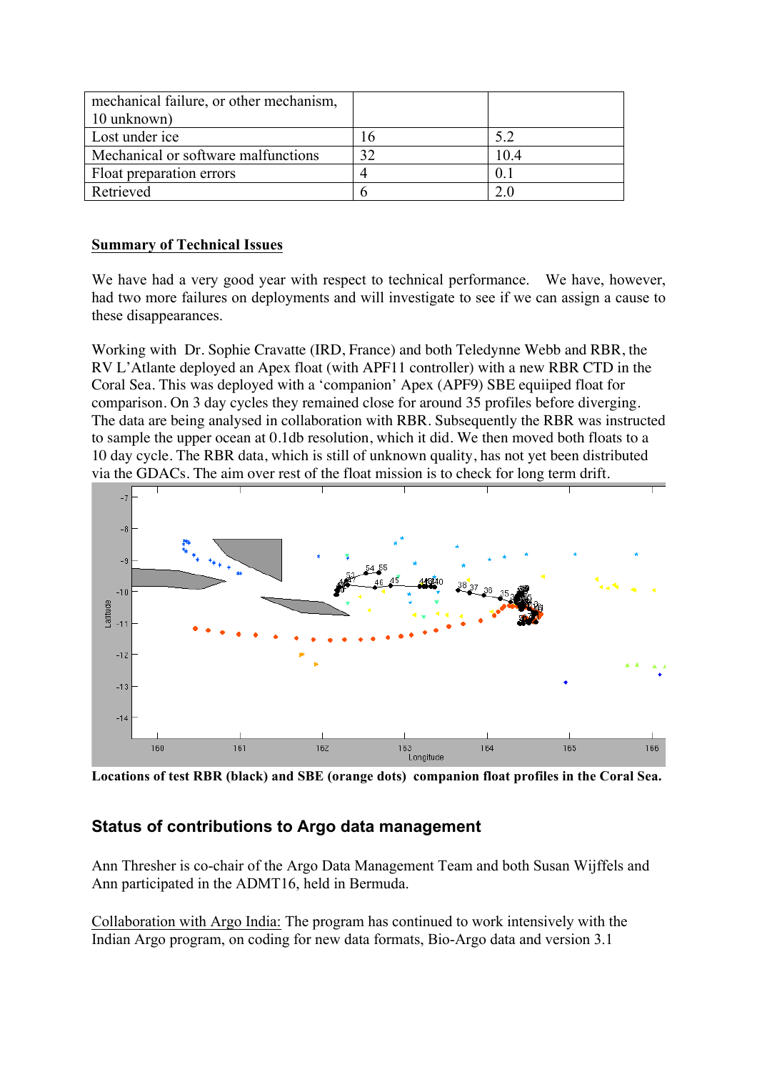| mechanical failure, or other mechanism, 10 unknown) | | |
|---|---|---|
| Lost under ice | 16 | 5.2 |
| Mechanical or software malfunctions | 32 | 10.4 |
| Float preparation errors | 4 | 0.1 |
| Retrieved | 6 | 2.0 |

**Summary of Technical Issues**

We have had a very good year with respect to technical performance. We have, however, had two more failures on deployments and will investigate to see if we can assign a cause to these disappearances.

Working with Dr. Sophie Cravatte (IRD, France) and both Teledynne Webb and RBR, the RV L'Atlante deployed an Apex float (with APF11 controller) with a new RBR CTD in the Coral Sea. This was deployed with a 'companion' Apex (APF9) SBE equiiped float for comparison. On 3 day cycles they remained close for around 35 profiles before diverging. The data are being analysed in collaboration with RBR. Subsequently the RBR was instructed to sample the upper ocean at 0.1db resolution, which it did. We then moved both floats to a 10 day cycle. The RBR data, which is still of unknown quality, has not yet been distributed via the GDACs. The aim over rest of the float mission is to check for long term drift.

**Locations of test RBR (black) and SBE (orange dots) companion float profiles in the Coral Sea.**

## Status of contributions to Argo data management

Ann Thresher is co-chair of the Argo Data Management Team and both Susan Wijffels and Ann participated in the ADMT16, held in Bermuda.

Collaboration with Argo India: The program has continued to work intensively with the Indian Argo program, on coding for new data formats, Bio-Argo data and version 3.1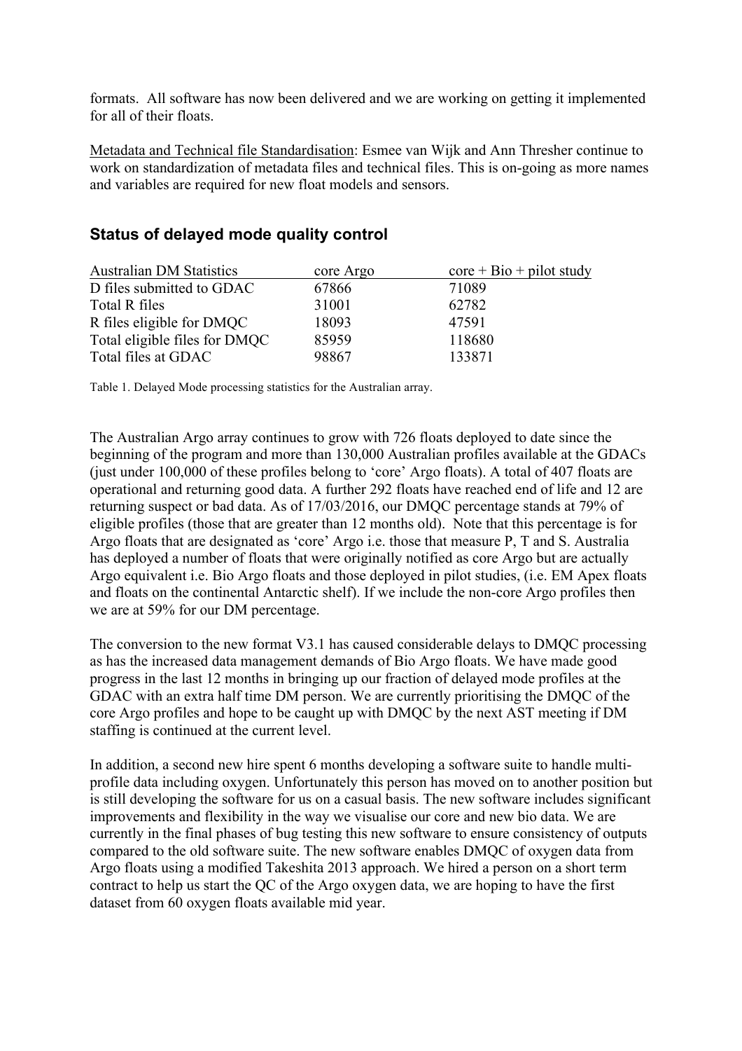formats. All software has now been delivered and we are working on getting it implemented for all of their floats.

Metadata and Technical file Standardisation: Esmee van Wijk and Ann Thresher continue to work on standardization of metadata files and technical files. This is on-going as more names and variables are required for new float models and sensors.

## Status of delayed mode quality control

| Australian DM Statistics | core Argo | core + Bio + pilot study |
|---|---|---|
| D files submitted to GDAC | 67866 | 71089 |
| Total R files | 31001 | 62782 |
| R files eligible for DMQC | 18093 | 47591 |
| Total eligible files for DMQC | 85959 | 118680 |
| Total files at GDAC | 98867 | 133871 |

Table 1. Delayed Mode processing statistics for the Australian array.

The Australian Argo array continues to grow with 726 floats deployed to date since the beginning of the program and more than 130,000 Australian profiles available at the GDACs (just under 100,000 of these profiles belong to 'core' Argo floats). A total of 407 floats are operational and returning good data. A further 292 floats have reached end of life and 12 are returning suspect or bad data. As of 17/03/2016, our DMQC percentage stands at 79% of eligible profiles (those that are greater than 12 months old). Note that this percentage is for Argo floats that are designated as 'core' Argo i.e. those that measure P, T and S. Australia has deployed a number of floats that were originally notified as core Argo but are actually Argo equivalent i.e. Bio Argo floats and those deployed in pilot studies, (i.e. EM Apex floats and floats on the continental Antarctic shelf). If we include the non-core Argo profiles then we are at 59% for our DM percentage.

The conversion to the new format V3.1 has caused considerable delays to DMQC processing as has the increased data management demands of Bio Argo floats. We have made good progress in the last 12 months in bringing up our fraction of delayed mode profiles at the GDAC with an extra half time DM person. We are currently prioritising the DMQC of the core Argo profiles and hope to be caught up with DMQC by the next AST meeting if DM staffing is continued at the current level.

In addition, a second new hire spent 6 months developing a software suite to handle multi-profile data including oxygen. Unfortunately this person has moved on to another position but is still developing the software for us on a casual basis. The new software includes significant improvements and flexibility in the way we visualise our core and new bio data. We are currently in the final phases of bug testing this new software to ensure consistency of outputs compared to the old software suite. The new software enables DMQC of oxygen data from Argo floats using a modified Takeshita 2013 approach. We hired a person on a short term contract to help us start the QC of the Argo oxygen data, we are hoping to have the first dataset from 60 oxygen floats available mid year.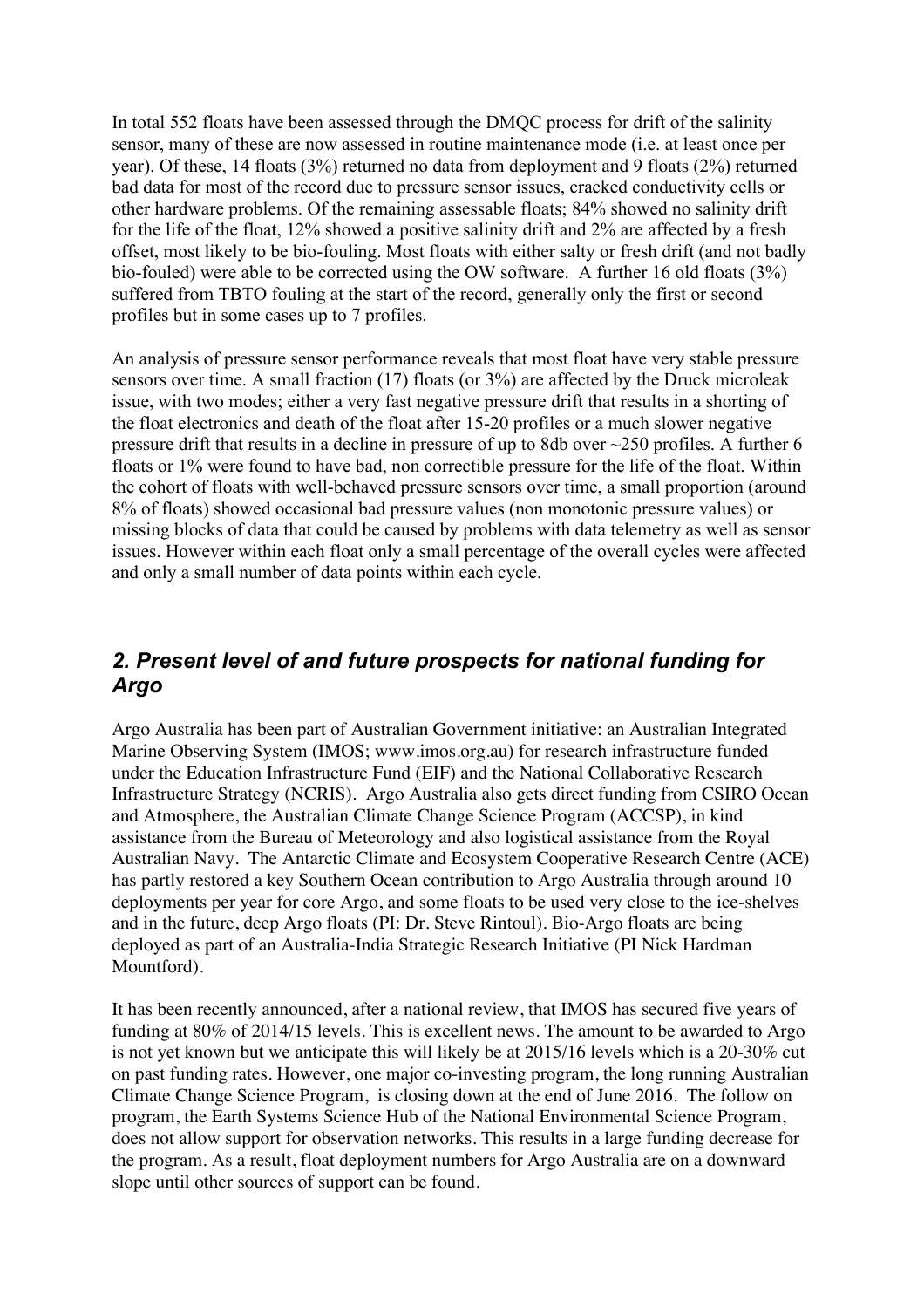In total 552 floats have been assessed through the DMQC process for drift of the salinity sensor, many of these are now assessed in routine maintenance mode (i.e. at least once per year). Of these, 14 floats (3%) returned no data from deployment and 9 floats (2%) returned bad data for most of the record due to pressure sensor issues, cracked conductivity cells or other hardware problems. Of the remaining assessable floats; 84% showed no salinity drift for the life of the float, 12% showed a positive salinity drift and 2% are affected by a fresh offset, most likely to be bio-fouling. Most floats with either salty or fresh drift (and not badly bio-fouled) were able to be corrected using the OW software. A further 16 old floats (3%) suffered from TBTO fouling at the start of the record, generally only the first or second profiles but in some cases up to 7 profiles.

An analysis of pressure sensor performance reveals that most float have very stable pressure sensors over time. A small fraction (17) floats (or 3%) are affected by the Druck microleak issue, with two modes; either a very fast negative pressure drift that results in a shorting of the float electronics and death of the float after 15-20 profiles or a much slower negative pressure drift that results in a decline in pressure of up to 8db over ~250 profiles. A further 6 floats or 1% were found to have bad, non correctible pressure for the life of the float. Within the cohort of floats with well-behaved pressure sensors over time, a small proportion (around 8% of floats) showed occasional bad pressure values (non monotonic pressure values) or missing blocks of data that could be caused by problems with data telemetry as well as sensor issues. However within each float only a small percentage of the overall cycles were affected and only a small number of data points within each cycle.

## *2. Present level of and future prospects for national funding for Argo*

Argo Australia has been part of Australian Government initiative: an Australian Integrated Marine Observing System (IMOS; www.imos.org.au) for research infrastructure funded under the Education Infrastructure Fund (EIF) and the National Collaborative Research Infrastructure Strategy (NCRIS). Argo Australia also gets direct funding from CSIRO Ocean and Atmosphere, the Australian Climate Change Science Program (ACCSP), in kind assistance from the Bureau of Meteorology and also logistical assistance from the Royal Australian Navy. The Antarctic Climate and Ecosystem Cooperative Research Centre (ACE) has partly restored a key Southern Ocean contribution to Argo Australia through around 10 deployments per year for core Argo, and some floats to be used very close to the ice-shelves and in the future, deep Argo floats (PI: Dr. Steve Rintoul). Bio-Argo floats are being deployed as part of an Australia-India Strategic Research Initiative (PI Nick Hardman Mountford).

It has been recently announced, after a national review, that IMOS has secured five years of funding at 80% of 2014/15 levels. This is excellent news. The amount to be awarded to Argo is not yet known but we anticipate this will likely be at 2015/16 levels which is a 20-30% cut on past funding rates. However, one major co-investing program, the long running Australian Climate Change Science Program, is closing down at the end of June 2016. The follow on program, the Earth Systems Science Hub of the National Environmental Science Program, does not allow support for observation networks. This results in a large funding decrease for the program. As a result, float deployment numbers for Argo Australia are on a downward slope until other sources of support can be found.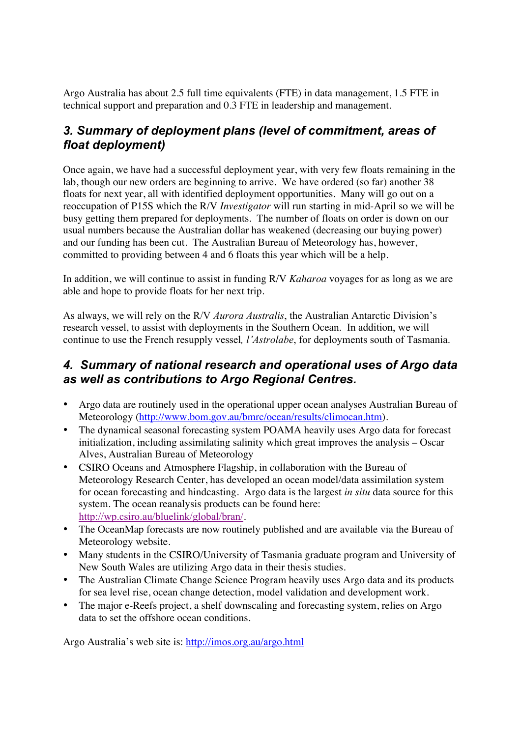Argo Australia has about 2.5 full time equivalents (FTE) in data management, 1.5 FTE in technical support and preparation and 0.3 FTE in leadership and management.

## 3. Summary of deployment plans (level of commitment, areas of float deployment)

Once again, we have had a successful deployment year, with very few floats remaining in the lab, though our new orders are beginning to arrive. We have ordered (so far) another 38 floats for next year, all with identified deployment opportunities. Many will go out on a reoccupation of P15S which the R/V *Investigator* will run starting in mid-April so we will be busy getting them prepared for deployments. The number of floats on order is down on our usual numbers because the Australian dollar has weakened (decreasing our buying power) and our funding has been cut. The Australian Bureau of Meteorology has, however, committed to providing between 4 and 6 floats this year which will be a help.

In addition, we will continue to assist in funding R/V *Kaharoa* voyages for as long as we are able and hope to provide floats for her next trip.

As always, we will rely on the R/V *Aurora Australis*, the Australian Antarctic Division's research vessel, to assist with deployments in the Southern Ocean. In addition, we will continue to use the French resupply vessel*, l'Astrolabe*, for deployments south of Tasmania.

## 4. Summary of national research and operational uses of Argo data as well as contributions to Argo Regional Centres.

- Argo data are routinely used in the operational upper ocean analyses Australian Bureau of Meteorology (http://www.bom.gov.au/bmrc/ocean/results/climocan.htm).
- The dynamical seasonal forecasting system POAMA heavily uses Argo data for forecast initialization, including assimilating salinity which great improves the analysis – Oscar Alves, Australian Bureau of Meteorology
- CSIRO Oceans and Atmosphere Flagship, in collaboration with the Bureau of Meteorology Research Center, has developed an ocean model/data assimilation system for ocean forecasting and hindcasting. Argo data is the largest *in situ* data source for this system. The ocean reanalysis products can be found here: http://wp.csiro.au/bluelink/global/bran/.
- The OceanMap forecasts are now routinely published and are available via the Bureau of Meteorology website.
- Many students in the CSIRO/University of Tasmania graduate program and University of New South Wales are utilizing Argo data in their thesis studies.
- The Australian Climate Change Science Program heavily uses Argo data and its products for sea level rise, ocean change detection, model validation and development work.
- The major e-Reefs project, a shelf downscaling and forecasting system, relies on Argo data to set the offshore ocean conditions.

Argo Australia's web site is: http://imos.org.au/argo.html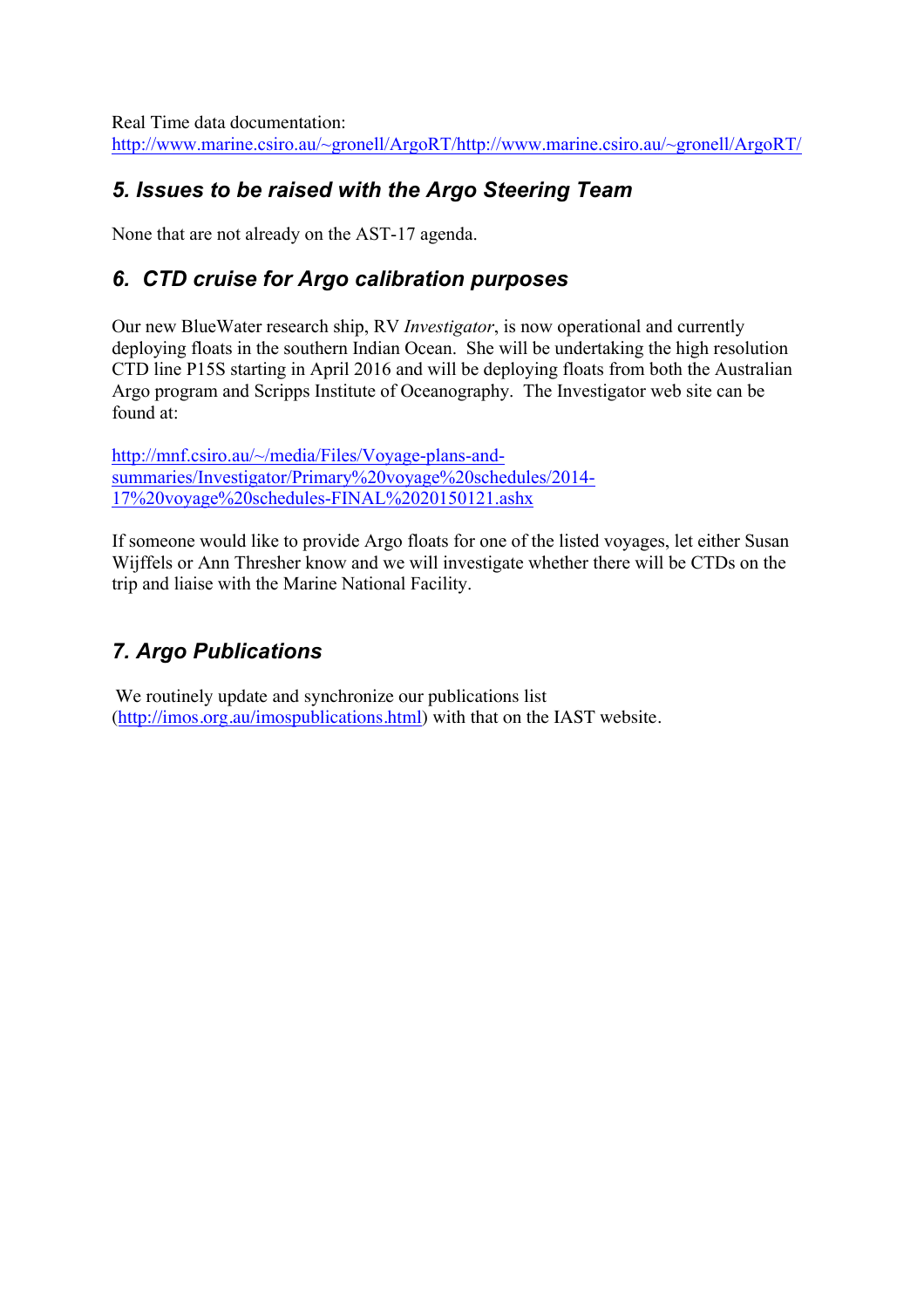Real Time data documentation:
http://www.marine.csiro.au/~gronell/ArgoRT/http://www.marine.csiro.au/~gronell/ArgoRT/

## *5. Issues to be raised with the Argo Steering Team*

None that are not already on the AST-17 agenda.

## *6. CTD cruise for Argo calibration purposes*

Our new BlueWater research ship, RV *Investigator*, is now operational and currently deploying floats in the southern Indian Ocean. She will be undertaking the high resolution CTD line P15S starting in April 2016 and will be deploying floats from both the Australian Argo program and Scripps Institute of Oceanography. The Investigator web site can be found at:

http://mnf.csiro.au/~/media/Files/Voyage-plans-and-summaries/Investigator/Primary%20voyage%20schedules/2014-17%20voyage%20schedules-FINAL%2020150121.ashx

If someone would like to provide Argo floats for one of the listed voyages, let either Susan Wijffels or Ann Thresher know and we will investigate whether there will be CTDs on the trip and liaise with the Marine National Facility.

## *7. Argo Publications*

We routinely update and synchronize our publications list (http://imos.org.au/imospublications.html) with that on the IAST website.